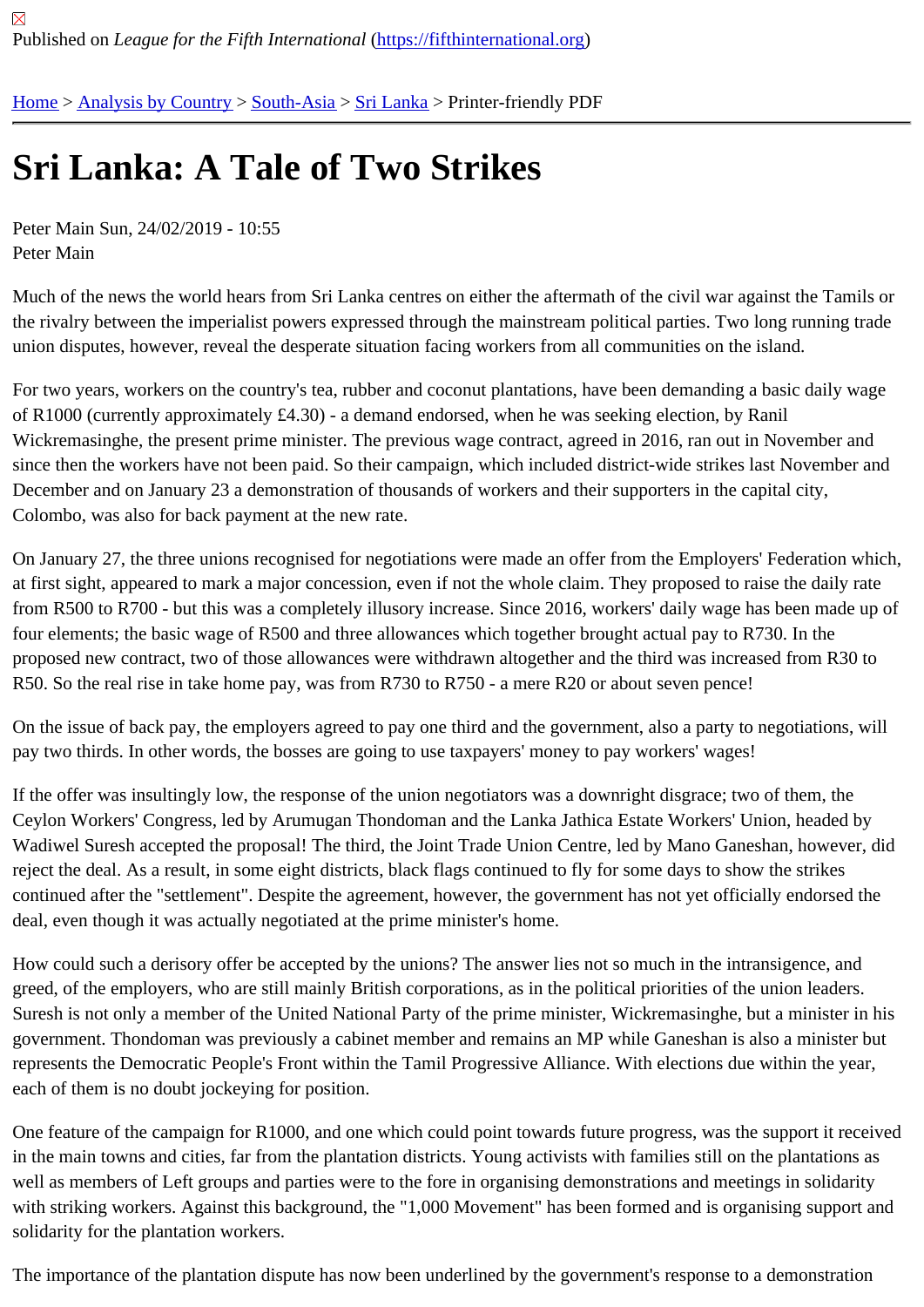Published on *League for the Fifth International* (https://fifthinternational.org)

Home > Analysis by Country > South-Asia > Sri Lanka > Printer-friendly PDF

# Sri Lanka: A Tale of Two Strikes

Peter Main Sun, 24/02/2019 - 10:55
Peter Main

Much of the news the world hears from Sri Lanka centres on either the aftermath of the civil war against the Tamils or the rivalry between the imperialist powers expressed through the mainstream political parties. Two long running trade union disputes, however, reveal the desperate situation facing workers from all communities on the island.

For two years, workers on the country's tea, rubber and coconut plantations, have been demanding a basic daily wage of R1000 (currently approximately £4.30) - a demand endorsed, when he was seeking election, by Ranil Wickremasinghe, the present prime minister. The previous wage contract, agreed in 2016, ran out in November and since then the workers have not been paid. So their campaign, which included district-wide strikes last November and December and on January 23 a demonstration of thousands of workers and their supporters in the capital city, Colombo, was also for back payment at the new rate.

On January 27, the three unions recognised for negotiations were made an offer from the Employers' Federation which, at first sight, appeared to mark a major concession, even if not the whole claim. They proposed to raise the daily rate from R500 to R700 - but this was a completely illusory increase. Since 2016, workers' daily wage has been made up of four elements; the basic wage of R500 and three allowances which together brought actual pay to R730. In the proposed new contract, two of those allowances were withdrawn altogether and the third was increased from R30 to R50. So the real rise in take home pay, was from R730 to R750 - a mere R20 or about seven pence!

On the issue of back pay, the employers agreed to pay one third and the government, also a party to negotiations, will pay two thirds. In other words, the bosses are going to use taxpayers' money to pay workers' wages!

If the offer was insultingly low, the response of the union negotiators was a downright disgrace; two of them, the Ceylon Workers' Congress, led by Arumugan Thondoman and the Lanka Jathica Estate Workers' Union, headed by Wadiwel Suresh accepted the proposal! The third, the Joint Trade Union Centre, led by Mano Ganeshan, however, did reject the deal. As a result, in some eight districts, black flags continued to fly for some days to show the strikes continued after the "settlement". Despite the agreement, however, the government has not yet officially endorsed the deal, even though it was actually negotiated at the prime minister's home.

How could such a derisory offer be accepted by the unions? The answer lies not so much in the intransigence, and greed, of the employers, who are still mainly British corporations, as in the political priorities of the union leaders. Suresh is not only a member of the United National Party of the prime minister, Wickremasinghe, but a minister in his government. Thondoman was previously a cabinet member and remains an MP while Ganeshan is also a minister but represents the Democratic People's Front within the Tamil Progressive Alliance. With elections due within the year, each of them is no doubt jockeying for position.

One feature of the campaign for R1000, and one which could point towards future progress, was the support it received in the main towns and cities, far from the plantation districts. Young activists with families still on the plantations as well as members of Left groups and parties were to the fore in organising demonstrations and meetings in solidarity with striking workers. Against this background, the "1,000 Movement" has been formed and is organising support and solidarity for the plantation workers.

The importance of the plantation dispute has now been underlined by the government's response to a demonstration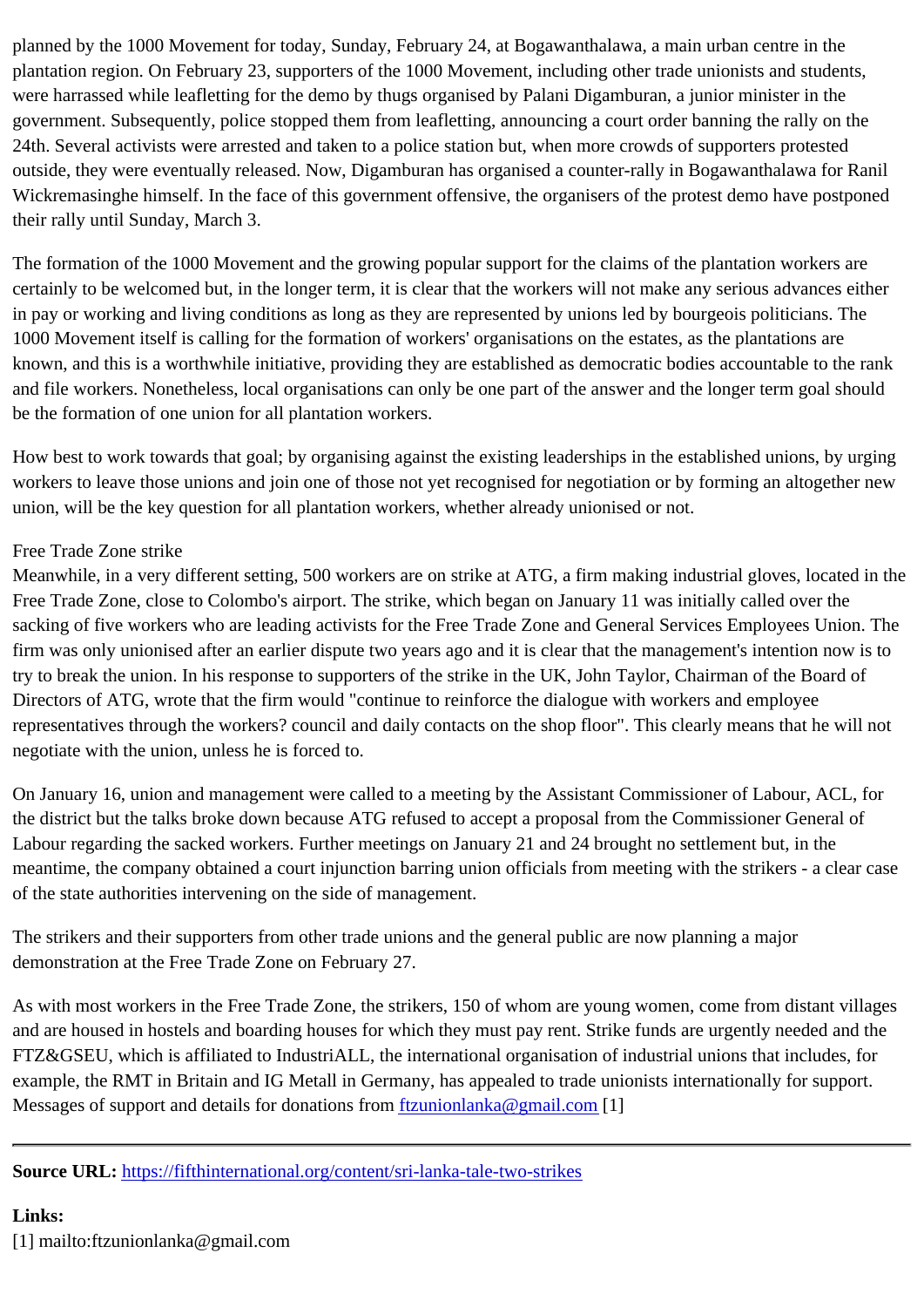planned by the 1000 Movement for today, Sunday, February 24, at Bogawanthalawa, a main urban centre in the plantation region. On February 23, supporters of the 1000 Movement, including other trade unionists and students, were harrassed while leafletting for the demo by thugs organised by Palani Digamburan, a junior minister in the government. Subsequently, police stopped them from leafletting, announcing a court order banning the rally on the 24th. Several activists were arrested and taken to a police station but, when more crowds of supporters protested outside, they were eventually released. Now, Digamburan has organised a counter-rally in Bogawanthalawa for Ranil Wickremasinghe himself. In the face of this government offensive, the organisers of the protest demo have postponed their rally until Sunday, March 3.

The formation of the 1000 Movement and the growing popular support for the claims of the plantation workers are certainly to be welcomed but, in the longer term, it is clear that the workers will not make any serious advances either in pay or working and living conditions as long as they are represented by unions led by bourgeois politicians. The 1000 Movement itself is calling for the formation of workers' organisations on the estates, as the plantations are known, and this is a worthwhile initiative, providing they are established as democratic bodies accountable to the rank and file workers. Nonetheless, local organisations can only be one part of the answer and the longer term goal should be the formation of one union for all plantation workers.

How best to work towards that goal; by organising against the existing leaderships in the established unions, by urging workers to leave those unions and join one of those not yet recognised for negotiation or by forming an altogether new union, will be the key question for all plantation workers, whether already unionised or not.

Free Trade Zone strike

Meanwhile, in a very different setting, 500 workers are on strike at ATG, a firm making industrial gloves, located in the Free Trade Zone, close to Colombo's airport. The strike, which began on January 11 was initially called over the sacking of five workers who are leading activists for the Free Trade Zone and General Services Employees Union. The firm was only unionised after an earlier dispute two years ago and it is clear that the management's intention now is to try to break the union. In his response to supporters of the strike in the UK, John Taylor, Chairman of the Board of Directors of ATG, wrote that the firm would "continue to reinforce the dialogue with workers and employee representatives through the workers? council and daily contacts on the shop floor". This clearly means that he will not negotiate with the union, unless he is forced to.

On January 16, union and management were called to a meeting by the Assistant Commissioner of Labour, ACL, for the district but the talks broke down because ATG refused to accept a proposal from the Commissioner General of Labour regarding the sacked workers. Further meetings on January 21 and 24 brought no settlement but, in the meantime, the company obtained a court injunction barring union officials from meeting with the strikers - a clear case of the state authorities intervening on the side of management.

The strikers and their supporters from other trade unions and the general public are now planning a major demonstration at the Free Trade Zone on February 27.

As with most workers in the Free Trade Zone, the strikers, 150 of whom are young women, come from distant villages and are housed in hostels and boarding houses for which they must pay rent. Strike funds are urgently needed and the FTZ&GSEU, which is affiliated to IndustriALL, the international organisation of industrial unions that includes, for example, the RMT in Britain and IG Metall in Germany, has appealed to trade unionists internationally for support. Messages of support and details for donations from ftzunionlanka@gmail.com [1]

---

**Source URL:** https://fifthinternational.org/content/sri-lanka-tale-two-strikes

**Links:**
[1] mailto:ftzunionlanka@gmail.com